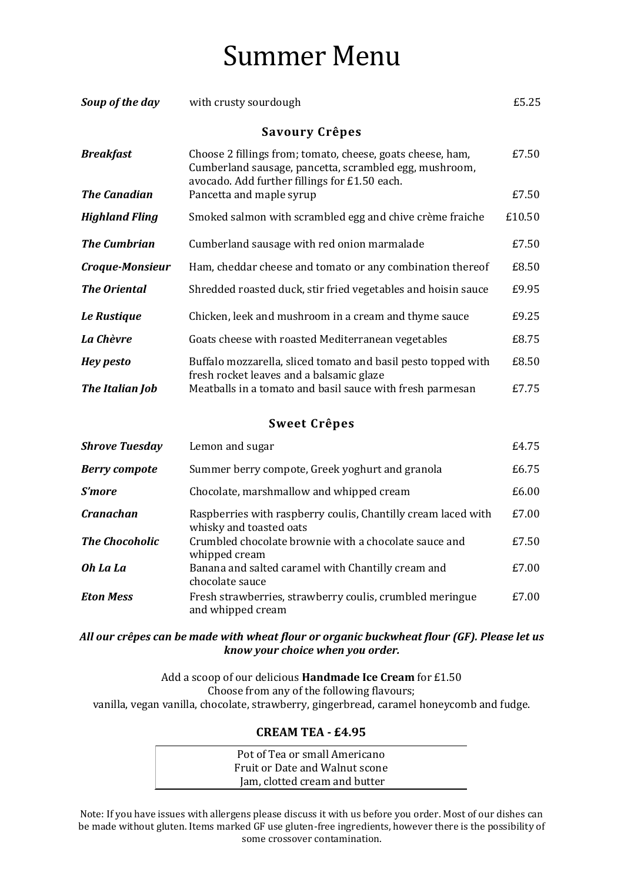# Summer Menu

| | | |
|---|---|---|
| ***Soup of the day*** | with crusty sourdough | £5.25 |

## Savoury Crêpes

| | | |
|---|---|---|
| ***Breakfast*** | Choose 2 fillings from; tomato, cheese, goats cheese, ham, Cumberland sausage, pancetta, scrambled egg, mushroom, avocado. Add further fillings for £1.50 each. | £7.50 |
| ***The Canadian*** | Pancetta and maple syrup | £7.50 |
| ***Highland Fling*** | Smoked salmon with scrambled egg and chive crème fraiche | £10.50 |
| ***The Cumbrian*** | Cumberland sausage with red onion marmalade | £7.50 |
| ***Croque-Monsieur*** | Ham, cheddar cheese and tomato or any combination thereof | £8.50 |
| ***The Oriental*** | Shredded roasted duck, stir fried vegetables and hoisin sauce | £9.95 |
| ***Le Rustique*** | Chicken, leek and mushroom in a cream and thyme sauce | £9.25 |
| ***La Chèvre*** | Goats cheese with roasted Mediterranean vegetables | £8.75 |
| ***Hey pesto*** | Buffalo mozzarella, sliced tomato and basil pesto topped with fresh rocket leaves and a balsamic glaze | £8.50 |
| ***The Italian Job*** | Meatballs in a tomato and basil sauce with fresh parmesan | £7.75 |

## Sweet Crêpes

| | | |
|---|---|---|
| ***Shrove Tuesday*** | Lemon and sugar | £4.75 |
| ***Berry compote*** | Summer berry compote, Greek yoghurt and granola | £6.75 |
| ***S'more*** | Chocolate, marshmallow and whipped cream | £6.00 |
| ***Cranachan*** | Raspberries with raspberry coulis, Chantilly cream laced with whisky and toasted oats | £7.00 |
| ***The Chocoholic*** | Crumbled chocolate brownie with a chocolate sauce and whipped cream | £7.50 |
| ***Oh La La*** | Banana and salted caramel with Chantilly cream and chocolate sauce | £7.00 |
| ***Eton Mess*** | Fresh strawberries, strawberry coulis, crumbled meringue and whipped cream | £7.00 |

***All our crêpes can be made with wheat flour or organic buckwheat flour (GF). Please let us know your choice when you order.***

Add a scoop of our delicious **Handmade Ice Cream** for £1.50
Choose from any of the following flavours;
vanilla, vegan vanilla, chocolate, strawberry, gingerbread, caramel honeycomb and fudge.

### CREAM TEA - £4.95

Pot of Tea or small Americano
Fruit or Date and Walnut scone
Jam, clotted cream and butter

Note: If you have issues with allergens please discuss it with us before you order. Most of our dishes can be made without gluten. Items marked GF use gluten-free ingredients, however there is the possibility of some crossover contamination.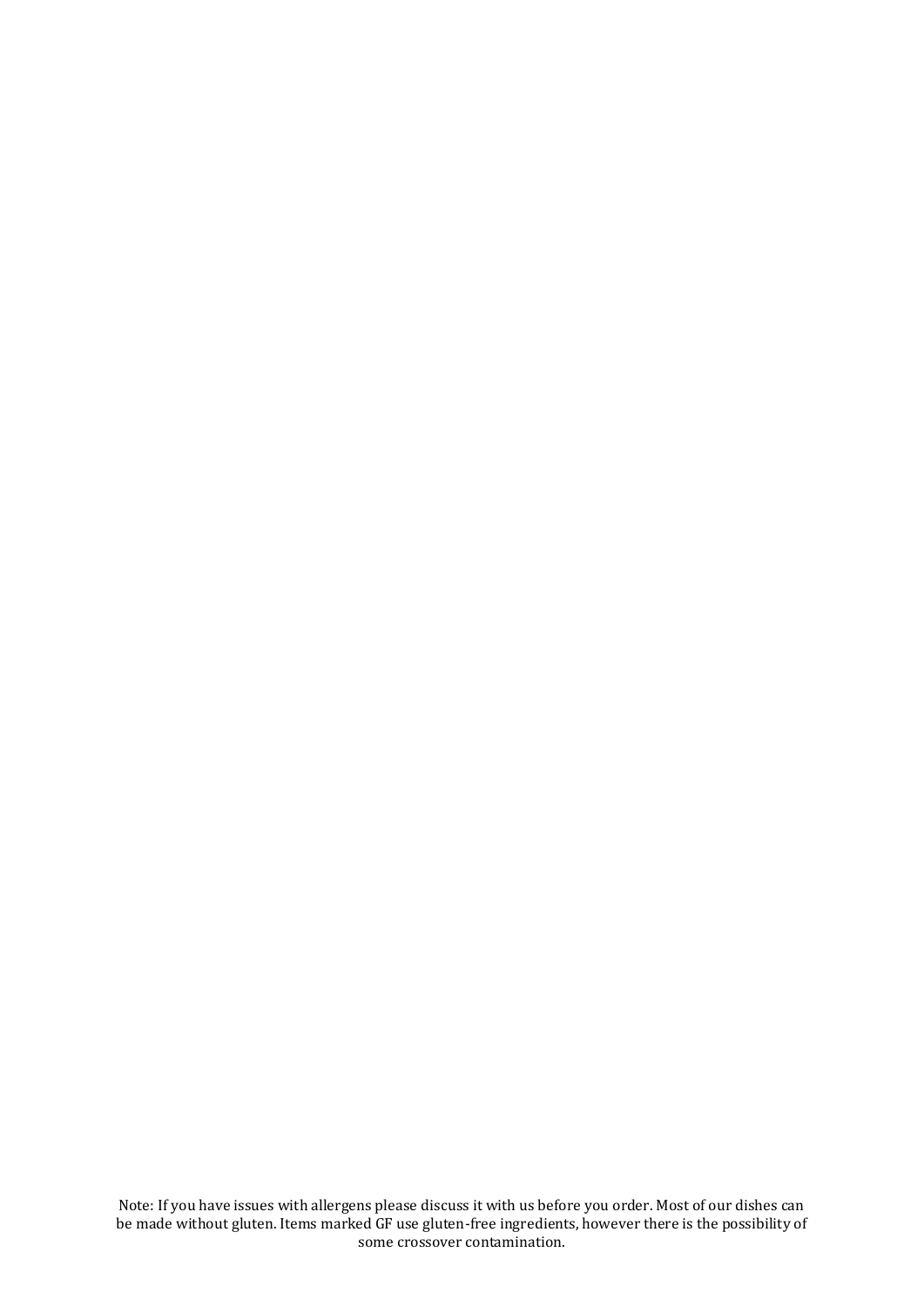Note: If you have issues with allergens please discuss it with us before you order. Most of our dishes can be made without gluten. Items marked GF use gluten-free ingredients, however there is the possibility of some crossover contamination.